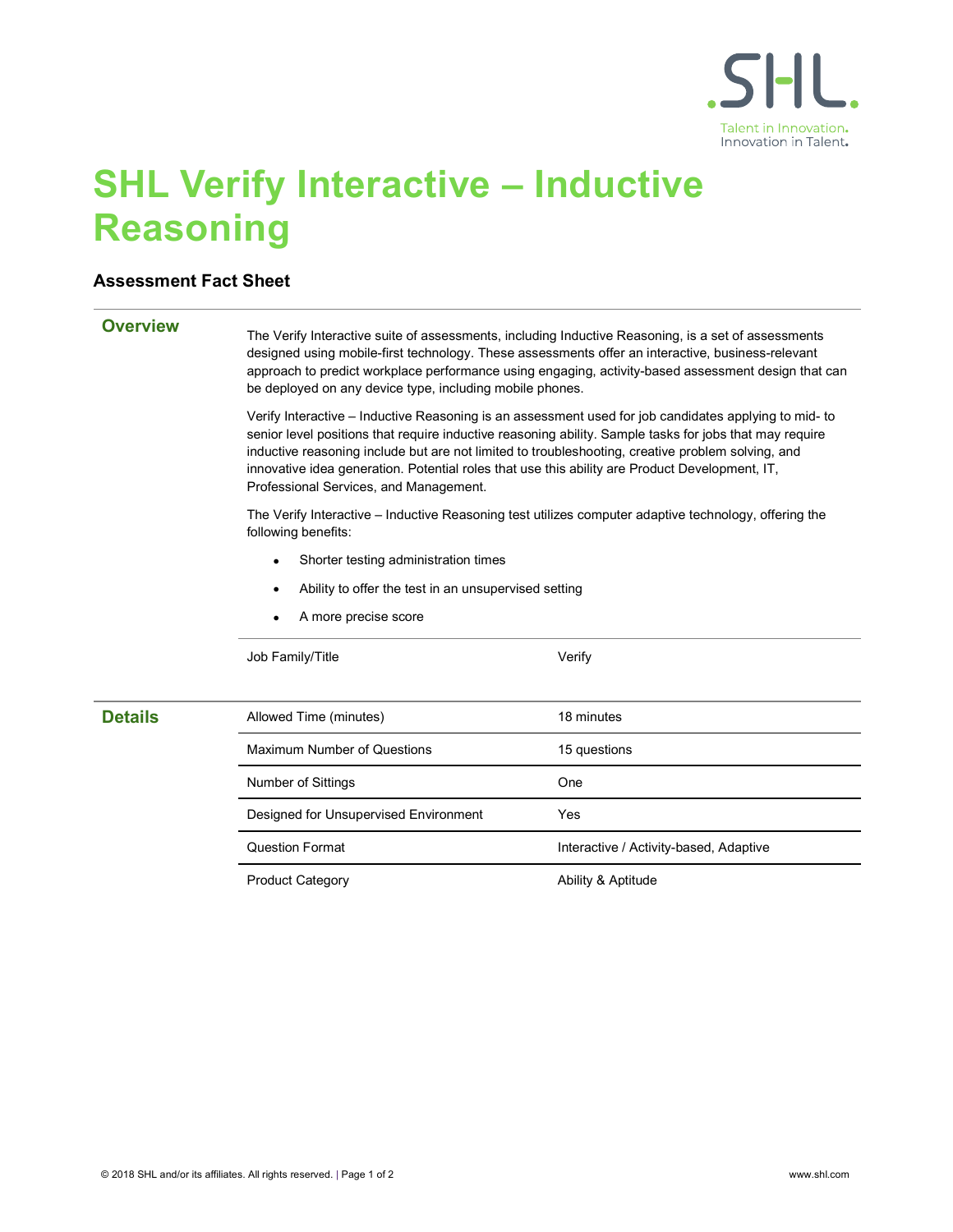# SHL Verify Interactive – Inductive Reasoning

### Assessment Fact Sheet

## Overview

The Verify Interactive suite of assessments, including Inductive Reasoning, is a set of assessments designed using mobile-first technology. These assessments offer an interactive, business-relevant approach to predict workplace performance using engaging, activity-based assessment design that can be deployed on any device type, including mobile phones.

Verify Interactive – Inductive Reasoning is an assessment used for job candidates applying to mid- to senior level positions that require inductive reasoning ability. Sample tasks for jobs that may require inductive reasoning include but are not limited to troubleshooting, creative problem solving, and innovative idea generation. Potential roles that use this ability are Product Development, IT, Professional Services, and Management.

The Verify Interactive – Inductive Reasoning test utilizes computer adaptive technology, offering the following benefits:

- Shorter testing administration times
- Ability to offer the test in an unsupervised setting
- A more precise score

| | |
|---|---|
| Job Family/Title | Verify |

## Details

| | |
|---|---|
| Allowed Time (minutes) | 18 minutes |
| Maximum Number of Questions | 15 questions |
| Number of Sittings | One |
| Designed for Unsupervised Environment | Yes |
| Question Format | Interactive / Activity-based, Adaptive |
| Product Category | Ability & Aptitude |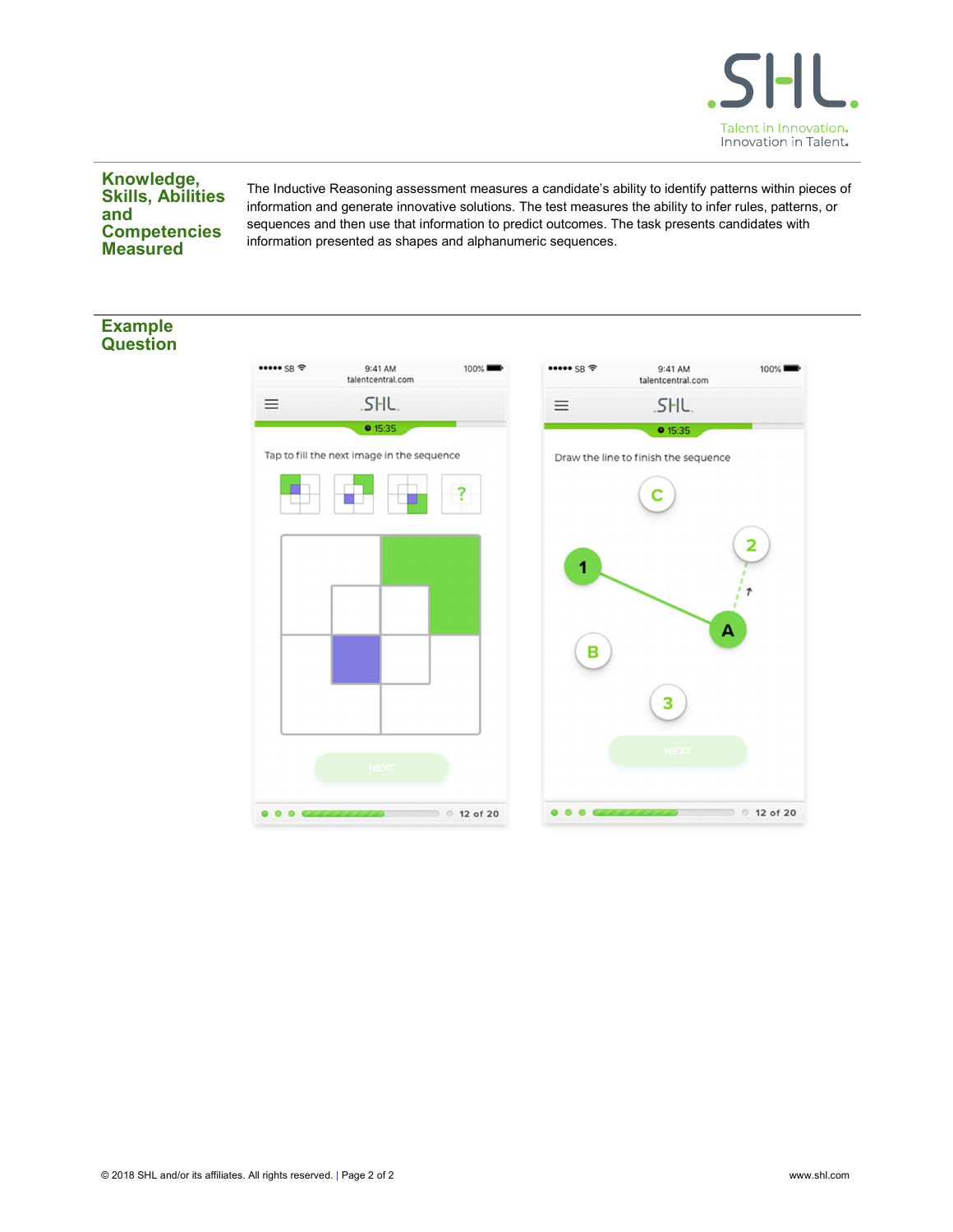## Knowledge, Skills, Abilities and Competencies Measured

The Inductive Reasoning assessment measures a candidate's ability to identify patterns within pieces of information and generate innovative solutions. The test measures the ability to infer rules, patterns, or sequences and then use that information to predict outcomes. The task presents candidates with information presented as shapes and alphanumeric sequences.

## Example Question

Tap to fill the next image in the sequence

Draw the line to finish the sequence